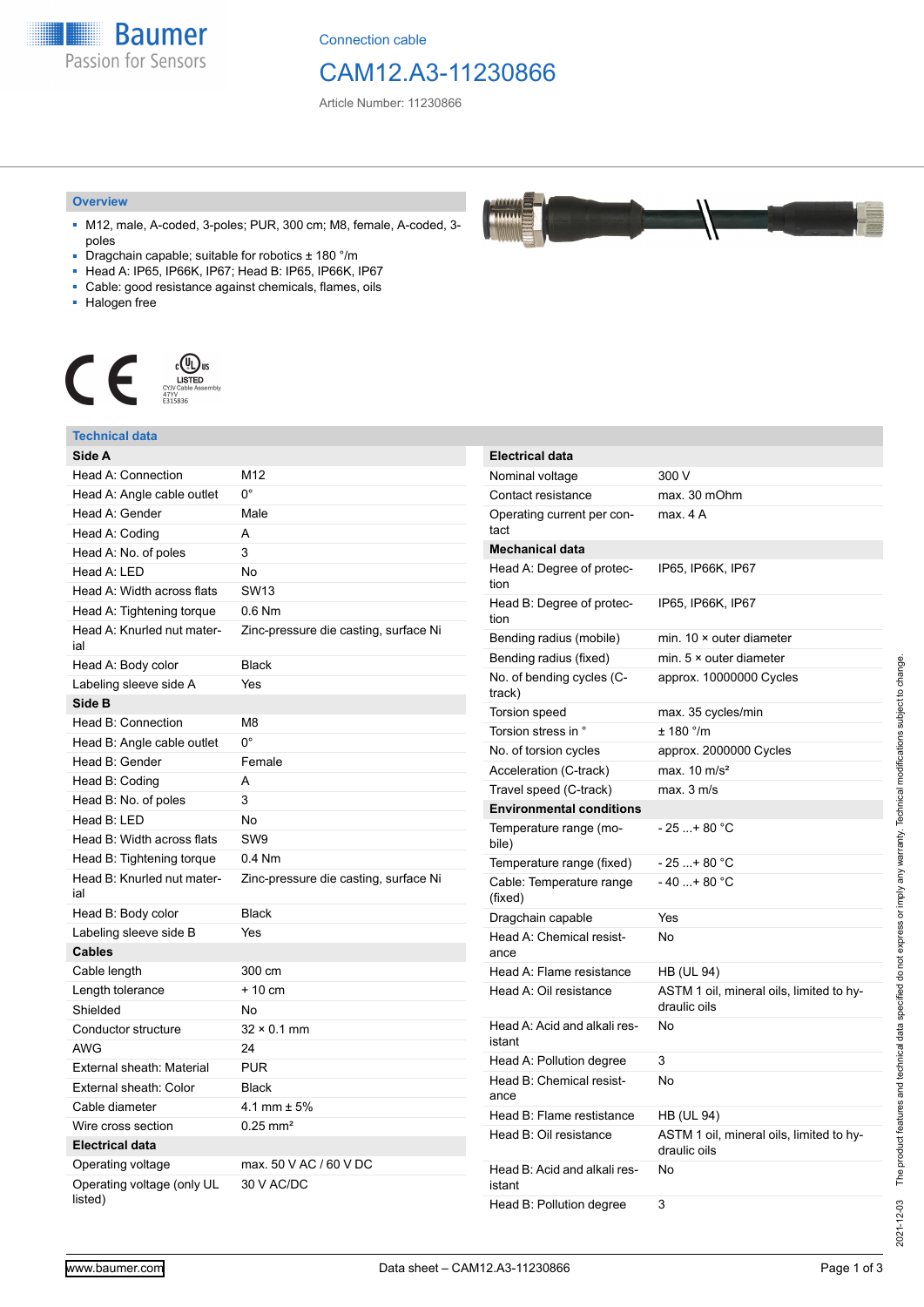Baumer
Passion for Sensors

Connection cable

# CAM12.A3-11230866

Article Number: 11230866

## Overview

- M12, male, A-coded, 3-poles; PUR, 300 cm; M8, female, A-coded, 3-poles
- Dragchain capable; suitable for robotics ± 180 °/m
- Head A: IP65, IP66K, IP67; Head B: IP65, IP66K, IP67
- Cable: good resistance against chemicals, flames, oils
- Halogen free

CE

cULus LISTED CYJV Cable Assembly 47YV E315836

## Technical data

| **Side A** | |
|---|---|
| Head A: Connection | M12 |
| Head A: Angle cable outlet | 0° |
| Head A: Gender | Male |
| Head A: Coding | A |
| Head A: No. of poles | 3 |
| Head A: LED | No |
| Head A: Width across flats | SW13 |
| Head A: Tightening torque | 0.6 Nm |
| Head A: Knurled nut material | Zinc-pressure die casting, surface Ni |
| Head A: Body color | Black |
| Labeling sleeve side A | Yes |
| **Side B** | |
| Head B: Connection | M8 |
| Head B: Angle cable outlet | 0° |
| Head B: Gender | Female |
| Head B: Coding | A |
| Head B: No. of poles | 3 |
| Head B: LED | No |
| Head B: Width across flats | SW9 |
| Head B: Tightening torque | 0.4 Nm |
| Head B: Knurled nut material | Zinc-pressure die casting, surface Ni |
| Head B: Body color | Black |
| Labeling sleeve side B | Yes |
| **Cables** | |
| Cable length | 300 cm |
| Length tolerance | + 10 cm |
| Shielded | No |
| Conductor structure | 32 × 0.1 mm |
| AWG | 24 |
| External sheath: Material | PUR |
| External sheath: Color | Black |
| Cable diameter | 4.1 mm ± 5% |
| Wire cross section | 0.25 mm² |
| **Electrical data** | |
| Operating voltage | max. 50 V AC / 60 V DC |
| Operating voltage (only UL listed) | 30 V AC/DC |

| **Electrical data** | |
|---|---|
| Nominal voltage | 300 V |
| Contact resistance | max. 30 mOhm |
| Operating current per contact | max. 4 A |
| **Mechanical data** | |
| Head A: Degree of protection | IP65, IP66K, IP67 |
| Head B: Degree of protection | IP65, IP66K, IP67 |
| Bending radius (mobile) | min. 10 × outer diameter |
| Bending radius (fixed) | min. 5 × outer diameter |
| No. of bending cycles (C-track) | approx. 10000000 Cycles |
| Torsion speed | max. 35 cycles/min |
| Torsion stress in ° | ± 180 °/m |
| No. of torsion cycles | approx. 2000000 Cycles |
| Acceleration (C-track) | max. 10 m/s² |
| Travel speed (C-track) | max. 3 m/s |
| **Environmental conditions** | |
| Temperature range (mobile) | - 25 ...+ 80 °C |
| Temperature range (fixed) | - 25 ...+ 80 °C |
| Cable: Temperature range (fixed) | - 40 ...+ 80 °C |
| Dragchain capable | Yes |
| Head A: Chemical resistance | No |
| Head A: Flame resistance | HB (UL 94) |
| Head A: Oil resistance | ASTM 1 oil, mineral oils, limited to hydraulic oils |
| Head A: Acid and alkali resistant | No |
| Head A: Pollution degree | 3 |
| Head B: Chemical resistance | No |
| Head B: Flame resistance | HB (UL 94) |
| Head B: Oil resistance | ASTM 1 oil, mineral oils, limited to hydraulic oils |
| Head B: Acid and alkali resistant | No |
| Head B: Pollution degree | 3 |

2021-12-03 The product features and technical data specified do not express or imply any warranty. Technical modifications subject to change.

www.baumer.com — Data sheet – CAM12.A3-11230866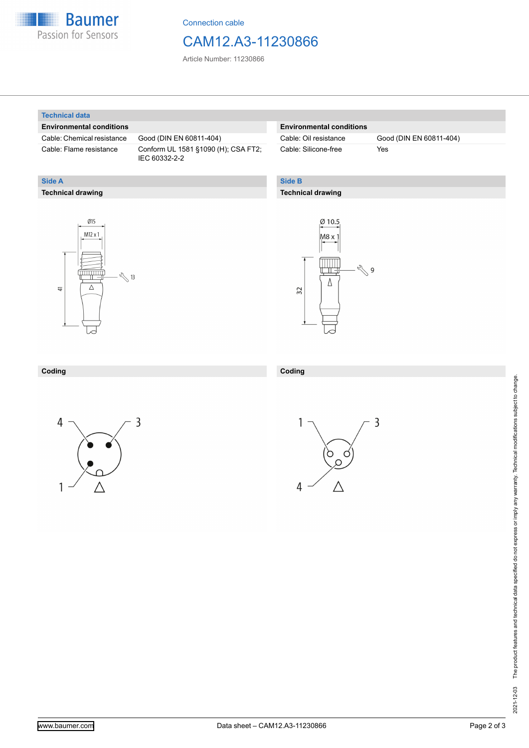Connection cable

# CAM12.A3-11230866

Article Number: 11230866

## Technical data

### Environmental conditions

| | |
|---|---|
| Cable: Chemical resistance | Good (DIN EN 60811-404) |
| Cable: Flame resistance | Conform UL 1581 §1090 (H); CSA FT2; IEC 60332-2-2 |

### Environmental conditions

| | |
|---|---|
| Cable: Oil resistance | Good (DIN EN 60811-404) |
| Cable: Silicone-free | Yes |

## Side A

### Technical drawing

Ø15
M12 x 1
13
41

### Coding

4 3
1

## Side B

### Technical drawing

Ø 10.5
M8 x 1
9
32

### Coding

1 3
4

2021-12-03 The product features and technical data specified do not express or imply any warranty. Technical modifications subject to change.

www.baumer.com Data sheet – CAM12.A3-11230866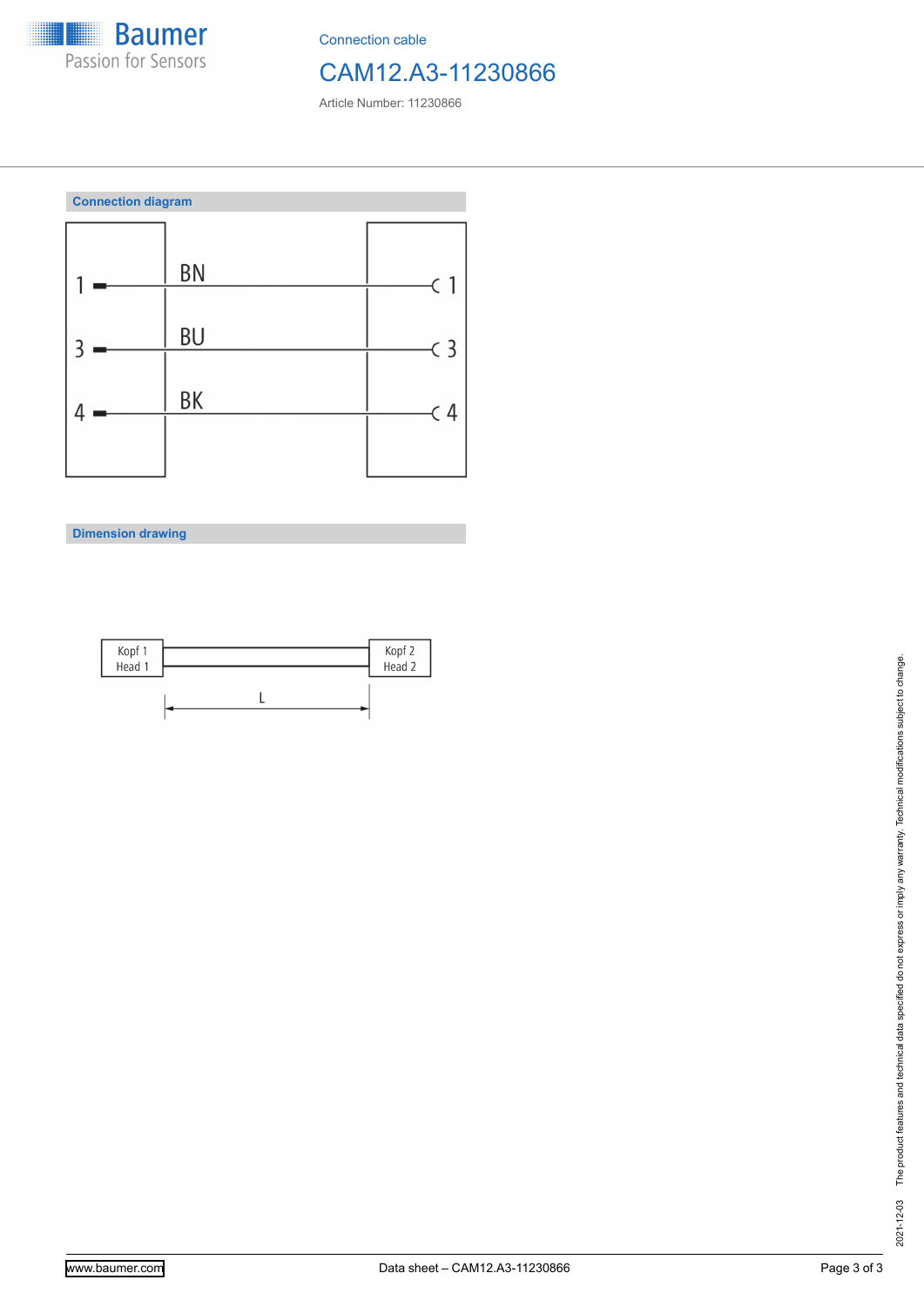Connection cable

# CAM12.A3-11230866

Article Number: 11230866

## Connection diagram

1 BN 1

3 BU 3

4 BK 4

## Dimension drawing

Kopf 1
Head 1

Kopf 2
Head 2

L

2021-12-03 The product features and technical data specified do not express or imply any warranty. Technical modifications subject to change.